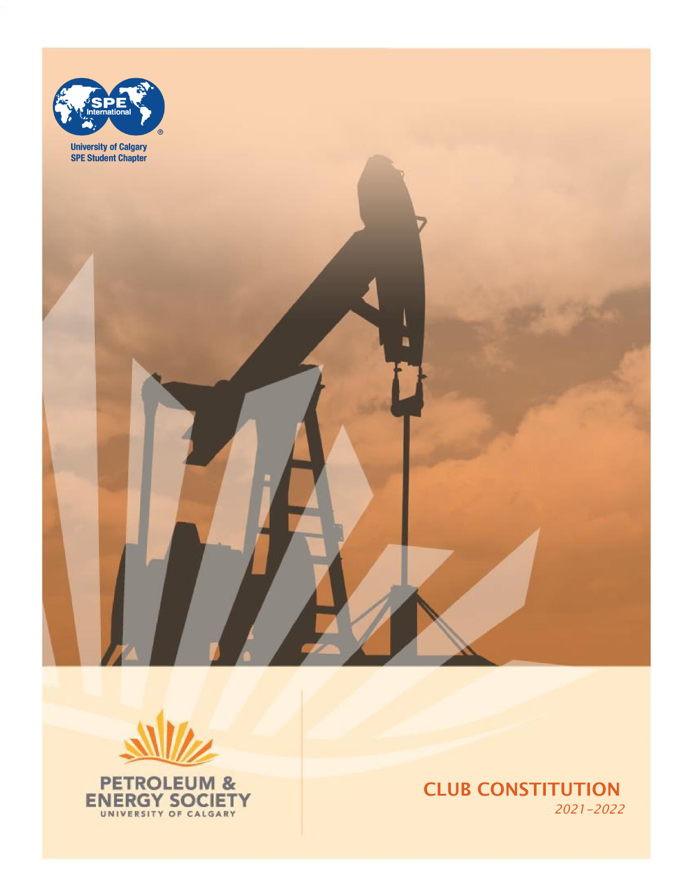University of Calgary
SPE Student Chapter

PETROLEUM & ENERGY SOCIETY
UNIVERSITY OF CALGARY

# CLUB CONSTITUTION

*2021-2022*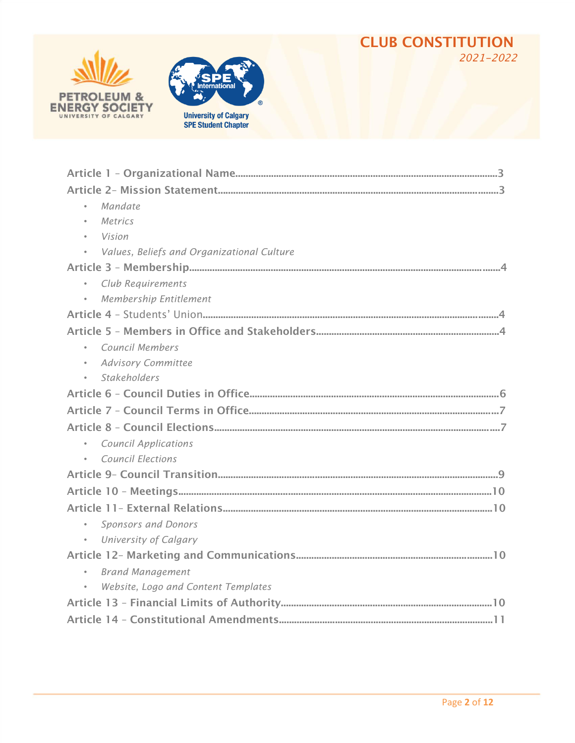# CLUB CONSTITUTION

*2021–2022*

**Article 1 – Organizational Name**.................................................3

**Article 2– Mission Statement**.......................................................3

- *Mandate*
- *Metrics*
- *Vision*
- *Values, Beliefs and Organizational Culture*

**Article 3 – Membership**................................................................4

- *Club Requirements*
- *Membership Entitlement*

**Article 4** – Students' Union............................................................4

**Article 5 – Members in Office and Stakeholders**..........................4

- *Council Members*
- *Advisory Committee*
- *Stakeholders*

**Article 6 – Council Duties in Office**...............................................6

**Article 7 – Council Terms in Office**...............................................7

**Article 8 – Council Elections**..........................................................7

- *Council Applications*
- *Council Elections*

**Article 9– Council Transition**.........................................................9

**Article 10 – Meetings**....................................................................10

**Article 11– External Relations**......................................................10

- *Sponsors and Donors*
- *University of Calgary*

**Article 12– Marketing and Communications**...............................10

- *Brand Management*
- *Website, Logo and Content Templates*

**Article 13 – Financial Limits of Authority**......................................10

**Article 14 – Constitutional Amendments**......................................11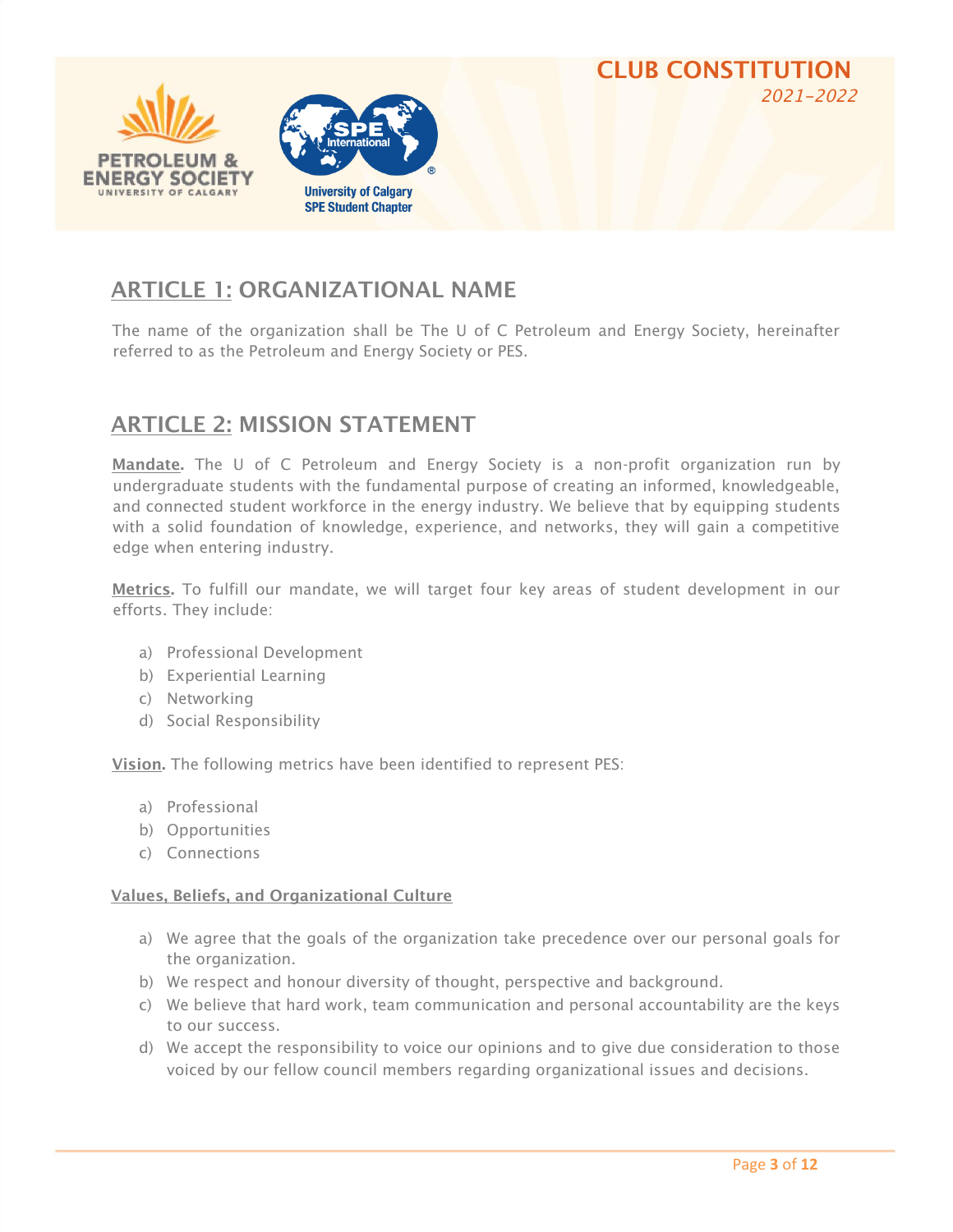## ARTICLE 1: ORGANIZATIONAL NAME

The name of the organization shall be The U of C Petroleum and Energy Society, hereinafter referred to as the Petroleum and Energy Society or PES.

## ARTICLE 2: MISSION STATEMENT

**Mandate.** The U of C Petroleum and Energy Society is a non-profit organization run by undergraduate students with the fundamental purpose of creating an informed, knowledgeable, and connected student workforce in the energy industry. We believe that by equipping students with a solid foundation of knowledge, experience, and networks, they will gain a competitive edge when entering industry.

**Metrics.** To fulfill our mandate, we will target four key areas of student development in our efforts. They include:

a) Professional Development
b) Experiential Learning
c) Networking
d) Social Responsibility

**Vision.** The following metrics have been identified to represent PES:

a) Professional
b) Opportunities
c) Connections

**Values, Beliefs, and Organizational Culture**

a) We agree that the goals of the organization take precedence over our personal goals for the organization.
b) We respect and honour diversity of thought, perspective and background.
c) We believe that hard work, team communication and personal accountability are the keys to our success.
d) We accept the responsibility to voice our opinions and to give due consideration to those voiced by our fellow council members regarding organizational issues and decisions.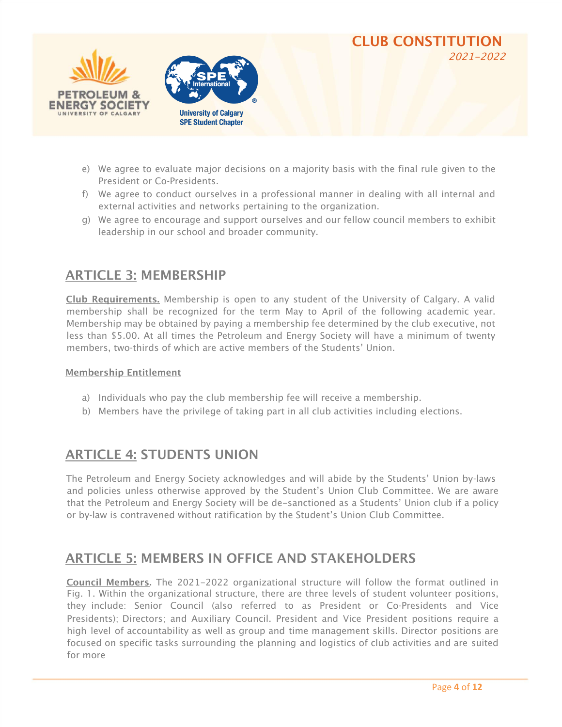e) We agree to evaluate major decisions on a majority basis with the final rule given to the President or Co-Presidents.
f) We agree to conduct ourselves in a professional manner in dealing with all internal and external activities and networks pertaining to the organization.
g) We agree to encourage and support ourselves and our fellow council members to exhibit leadership in our school and broader community.

## ARTICLE 3: MEMBERSHIP

**Club Requirements.** Membership is open to any student of the University of Calgary. A valid membership shall be recognized for the term May to April of the following academic year. Membership may be obtained by paying a membership fee determined by the club executive, not less than $5.00. At all times the Petroleum and Energy Society will have a minimum of twenty members, two-thirds of which are active members of the Students' Union.

**Membership Entitlement**

a) Individuals who pay the club membership fee will receive a membership.
b) Members have the privilege of taking part in all club activities including elections.

## ARTICLE 4: STUDENTS UNION

The Petroleum and Energy Society acknowledges and will abide by the Students' Union by-laws and policies unless otherwise approved by the Student's Union Club Committee. We are aware that the Petroleum and Energy Society will be de-sanctioned as a Students' Union club if a policy or by-law is contravened without ratification by the Student's Union Club Committee.

## ARTICLE 5: MEMBERS IN OFFICE AND STAKEHOLDERS

**Council Members.** The 2021-2022 organizational structure will follow the format outlined in Fig. 1. Within the organizational structure, there are three levels of student volunteer positions, they include: Senior Council (also referred to as President or Co-Presidents and Vice Presidents); Directors; and Auxiliary Council. President and Vice President positions require a high level of accountability as well as group and time management skills. Director positions are focused on specific tasks surrounding the planning and logistics of club activities and are suited for more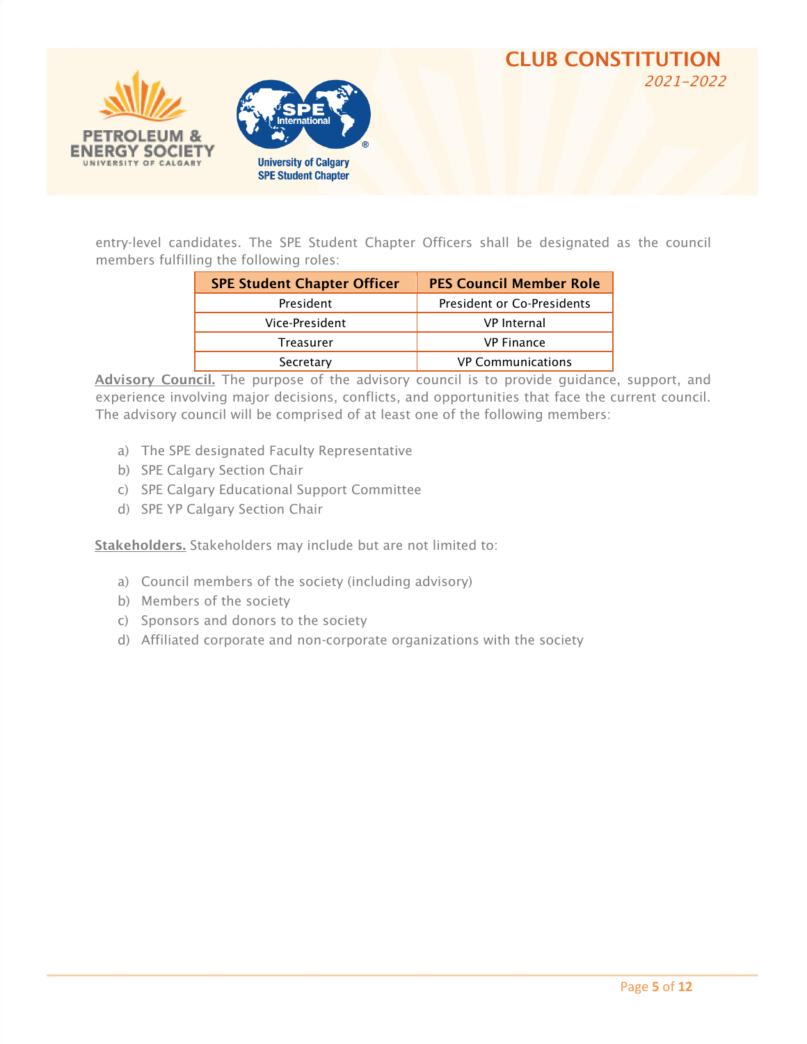entry-level candidates. The SPE Student Chapter Officers shall be designated as the council members fulfilling the following roles:

| SPE Student Chapter Officer | PES Council Member Role |
| --- | --- |
| President | President or Co-Presidents |
| Vice-President | VP Internal |
| Treasurer | VP Finance |
| Secretary | VP Communications |

**Advisory Council.** The purpose of the advisory council is to provide guidance, support, and experience involving major decisions, conflicts, and opportunities that face the current council. The advisory council will be comprised of at least one of the following members:

a) The SPE designated Faculty Representative
b) SPE Calgary Section Chair
c) SPE Calgary Educational Support Committee
d) SPE YP Calgary Section Chair

**Stakeholders.** Stakeholders may include but are not limited to:

a) Council members of the society (including advisory)
b) Members of the society
c) Sponsors and donors to the society
d) Affiliated corporate and non-corporate organizations with the society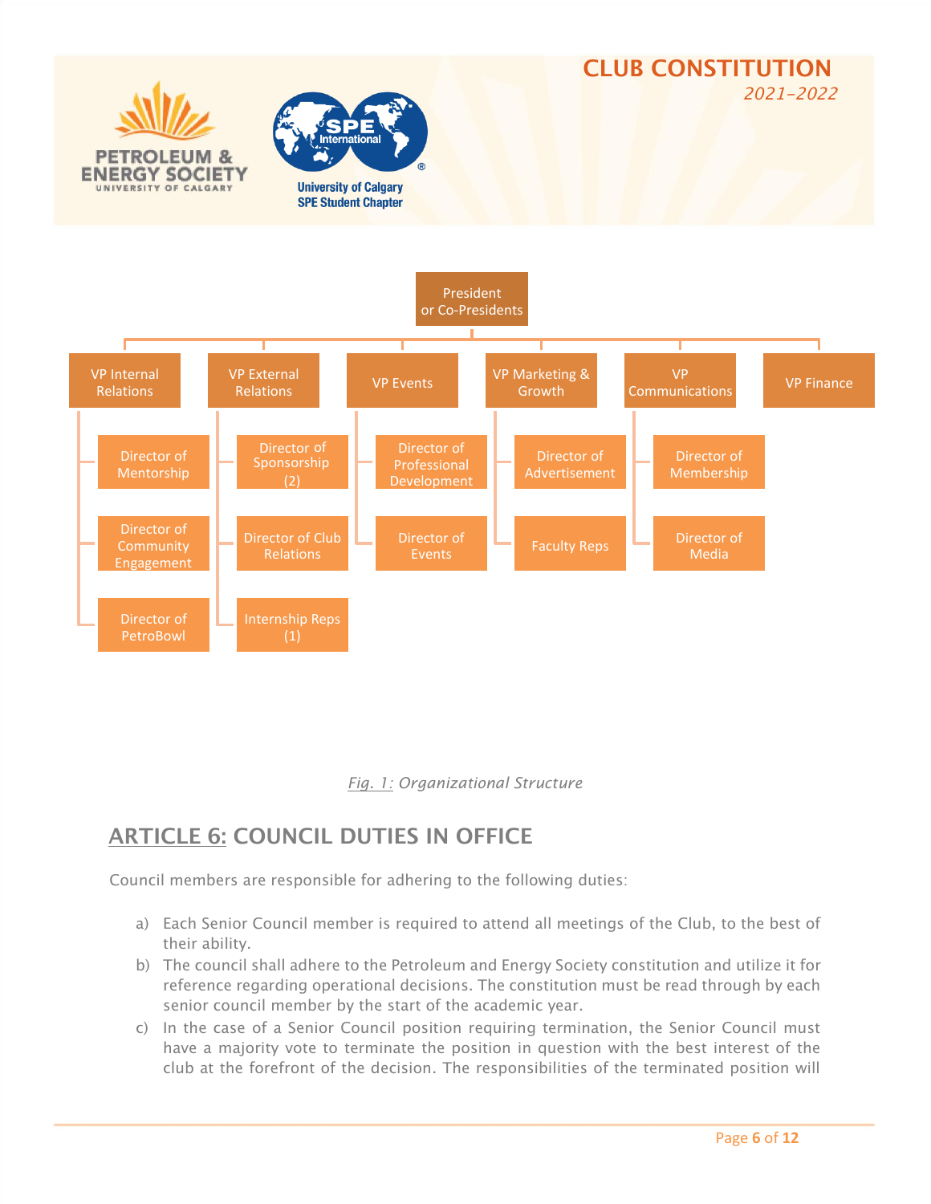President or Co-Presidents

- VP Internal Relations
  - Director of Mentorship
  - Director of Community Engagement
  - Director of PetroBowl
- VP External Relations
  - Director of Sponsorship (2)
  - Director of Club Relations
  - Internship Reps (1)
- VP Events
  - Director of Professional Development
  - Director of Events
- VP Marketing & Growth
  - Director of Advertisement
  - Faculty Reps
- VP Communications
  - Director of Membership
  - Director of Media
- VP Finance

*Fig. 1: Organizational Structure*

## ARTICLE 6: COUNCIL DUTIES IN OFFICE

Council members are responsible for adhering to the following duties:

a) Each Senior Council member is required to attend all meetings of the Club, to the best of their ability.

b) The council shall adhere to the Petroleum and Energy Society constitution and utilize it for reference regarding operational decisions. The constitution must be read through by each senior council member by the start of the academic year.

c) In the case of a Senior Council position requiring termination, the Senior Council must have a majority vote to terminate the position in question with the best interest of the club at the forefront of the decision. The responsibilities of the terminated position will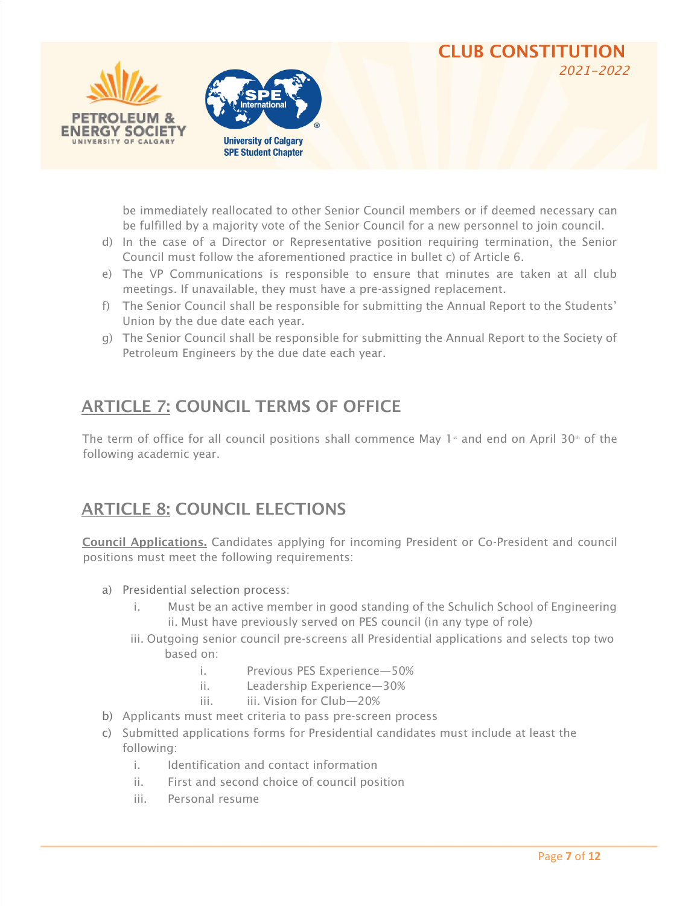be immediately reallocated to other Senior Council members or if deemed necessary can be fulfilled by a majority vote of the Senior Council for a new personnel to join council.

d) In the case of a Director or Representative position requiring termination, the Senior Council must follow the aforementioned practice in bullet c) of Article 6.

e) The VP Communications is responsible to ensure that minutes are taken at all club meetings. If unavailable, they must have a pre-assigned replacement.

f) The Senior Council shall be responsible for submitting the Annual Report to the Students' Union by the due date each year.

g) The Senior Council shall be responsible for submitting the Annual Report to the Society of Petroleum Engineers by the due date each year.

## ARTICLE 7: COUNCIL TERMS OF OFFICE

The term of office for all council positions shall commence May 1st and end on April 30th of the following academic year.

## ARTICLE 8: COUNCIL ELECTIONS

**Council Applications.** Candidates applying for incoming President or Co-President and council positions must meet the following requirements:

a) Presidential selection process:
   i. Must be an active member in good standing of the Schulich School of Engineering
   ii. Must have previously served on PES council (in any type of role)
   iii. Outgoing senior council pre-screens all Presidential applications and selects top two based on:
      i. Previous PES Experience—50%
      ii. Leadership Experience—30%
      iii. iii. Vision for Club—20%

b) Applicants must meet criteria to pass pre-screen process

c) Submitted applications forms for Presidential candidates must include at least the following:
   i. Identification and contact information
   ii. First and second choice of council position
   iii. Personal resume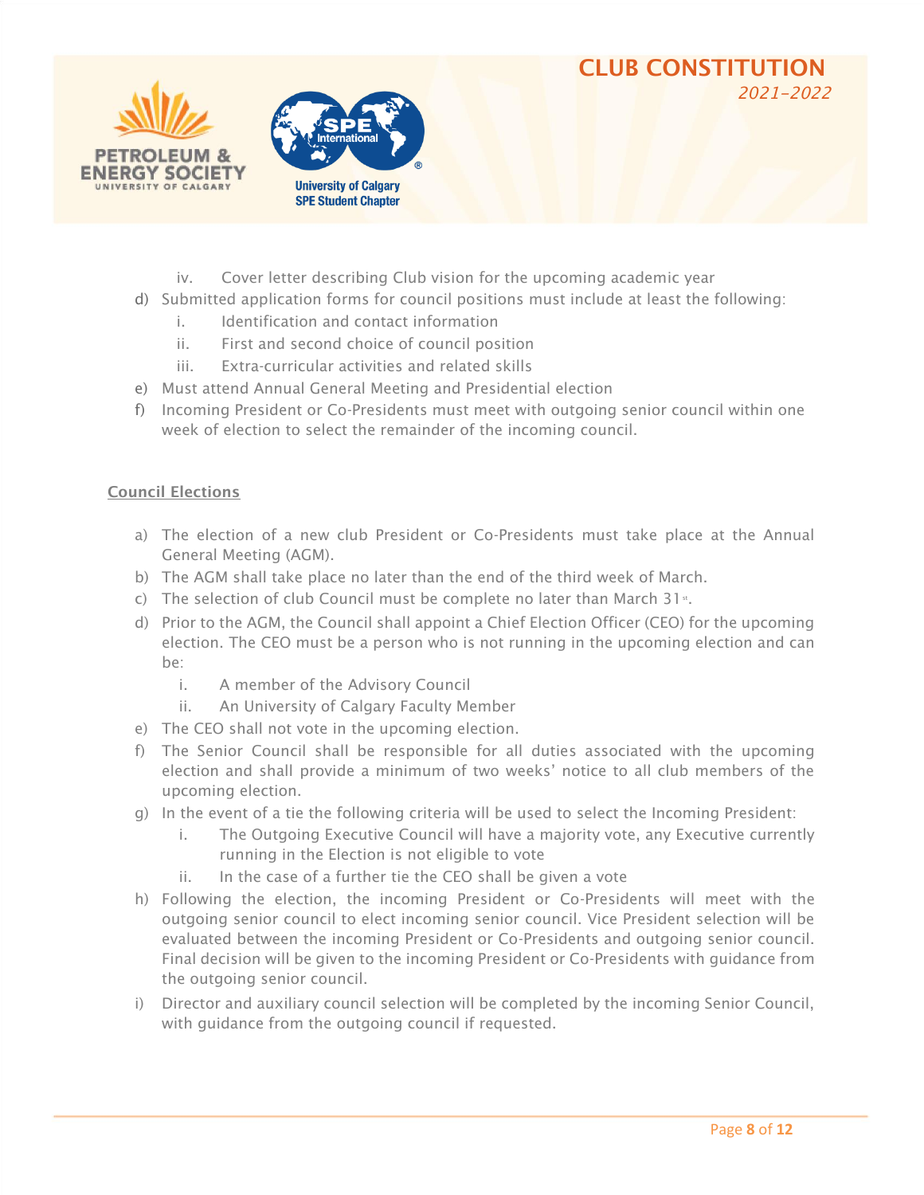iv. Cover letter describing Club vision for the upcoming academic year

d) Submitted application forms for council positions must include at least the following:
   i. Identification and contact information
   ii. First and second choice of council position
   iii. Extra-curricular activities and related skills

e) Must attend Annual General Meeting and Presidential election

f) Incoming President or Co-Presidents must meet with outgoing senior council within one week of election to select the remainder of the incoming council.

## Council Elections

a) The election of a new club President or Co-Presidents must take place at the Annual General Meeting (AGM).

b) The AGM shall take place no later than the end of the third week of March.

c) The selection of club Council must be complete no later than March 31st.

d) Prior to the AGM, the Council shall appoint a Chief Election Officer (CEO) for the upcoming election. The CEO must be a person who is not running in the upcoming election and can be:
   i. A member of the Advisory Council
   ii. An University of Calgary Faculty Member

e) The CEO shall not vote in the upcoming election.

f) The Senior Council shall be responsible for all duties associated with the upcoming election and shall provide a minimum of two weeks' notice to all club members of the upcoming election.

g) In the event of a tie the following criteria will be used to select the Incoming President:
   i. The Outgoing Executive Council will have a majority vote, any Executive currently running in the Election is not eligible to vote
   ii. In the case of a further tie the CEO shall be given a vote

h) Following the election, the incoming President or Co-Presidents will meet with the outgoing senior council to elect incoming senior council. Vice President selection will be evaluated between the incoming President or Co-Presidents and outgoing senior council. Final decision will be given to the incoming President or Co-Presidents with guidance from the outgoing senior council.

i) Director and auxiliary council selection will be completed by the incoming Senior Council, with guidance from the outgoing council if requested.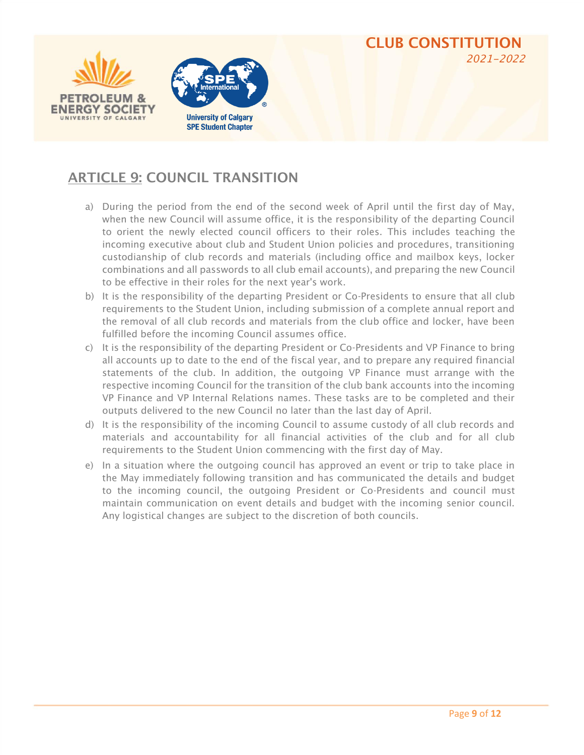## ARTICLE 9: COUNCIL TRANSITION

a) During the period from the end of the second week of April until the first day of May, when the new Council will assume office, it is the responsibility of the departing Council to orient the newly elected council officers to their roles. This includes teaching the incoming executive about club and Student Union policies and procedures, transitioning custodianship of club records and materials (including office and mailbox keys, locker combinations and all passwords to all club email accounts), and preparing the new Council to be effective in their roles for the next year's work.

b) It is the responsibility of the departing President or Co-Presidents to ensure that all club requirements to the Student Union, including submission of a complete annual report and the removal of all club records and materials from the club office and locker, have been fulfilled before the incoming Council assumes office.

c) It is the responsibility of the departing President or Co-Presidents and VP Finance to bring all accounts up to date to the end of the fiscal year, and to prepare any required financial statements of the club. In addition, the outgoing VP Finance must arrange with the respective incoming Council for the transition of the club bank accounts into the incoming VP Finance and VP Internal Relations names. These tasks are to be completed and their outputs delivered to the new Council no later than the last day of April.

d) It is the responsibility of the incoming Council to assume custody of all club records and materials and accountability for all financial activities of the club and for all club requirements to the Student Union commencing with the first day of May.

e) In a situation where the outgoing council has approved an event or trip to take place in the May immediately following transition and has communicated the details and budget to the incoming council, the outgoing President or Co-Presidents and council must maintain communication on event details and budget with the incoming senior council. Any logistical changes are subject to the discretion of both councils.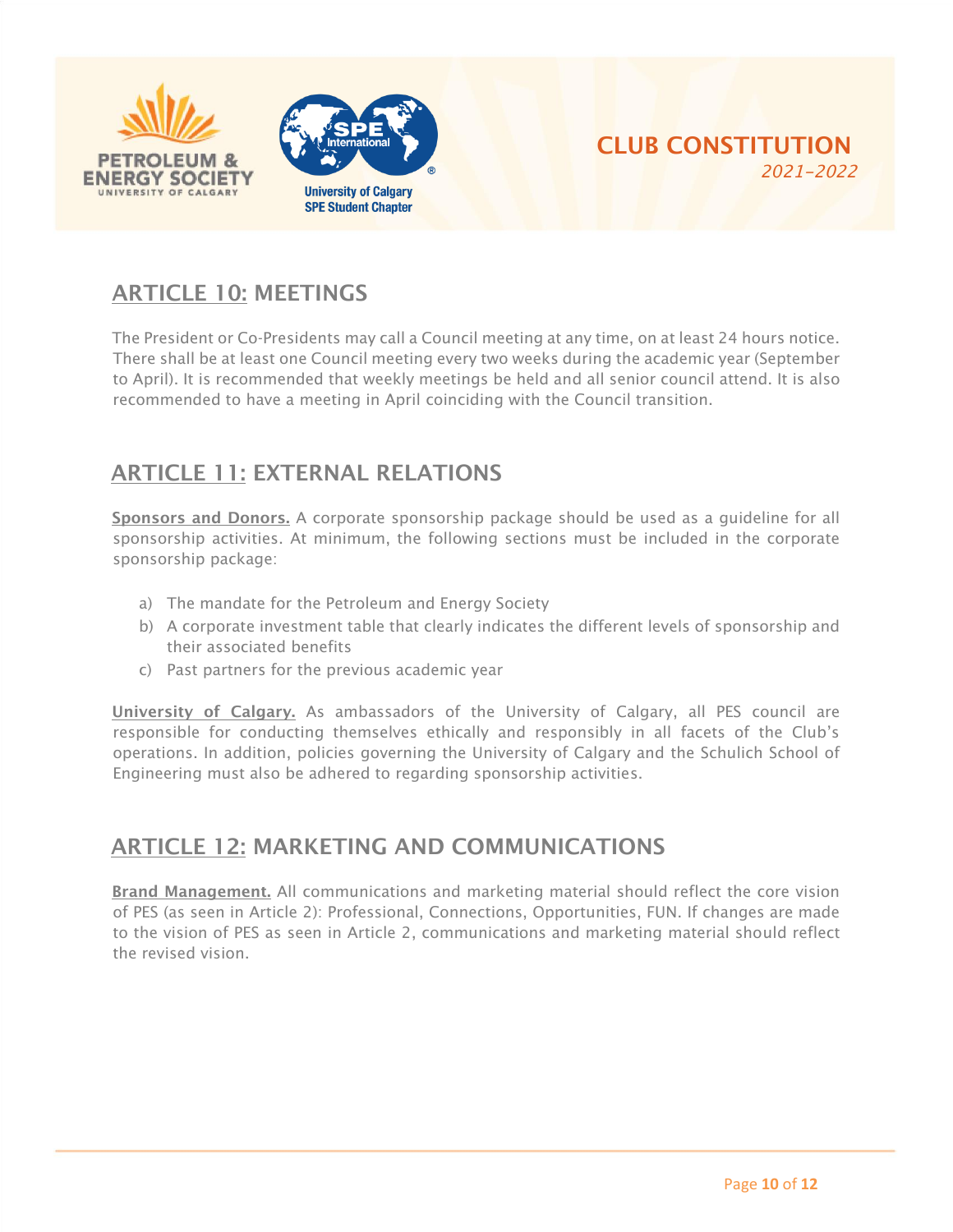## ARTICLE 10: MEETINGS

The President or Co-Presidents may call a Council meeting at any time, on at least 24 hours notice. There shall be at least one Council meeting every two weeks during the academic year (September to April). It is recommended that weekly meetings be held and all senior council attend. It is also recommended to have a meeting in April coinciding with the Council transition.

## ARTICLE 11: EXTERNAL RELATIONS

**Sponsors and Donors.** A corporate sponsorship package should be used as a guideline for all sponsorship activities. At minimum, the following sections must be included in the corporate sponsorship package:

a) The mandate for the Petroleum and Energy Society
b) A corporate investment table that clearly indicates the different levels of sponsorship and their associated benefits
c) Past partners for the previous academic year

**University of Calgary.** As ambassadors of the University of Calgary, all PES council are responsible for conducting themselves ethically and responsibly in all facets of the Club's operations. In addition, policies governing the University of Calgary and the Schulich School of Engineering must also be adhered to regarding sponsorship activities.

## ARTICLE 12: MARKETING AND COMMUNICATIONS

**Brand Management.** All communications and marketing material should reflect the core vision of PES (as seen in Article 2): Professional, Connections, Opportunities, FUN. If changes are made to the vision of PES as seen in Article 2, communications and marketing material should reflect the revised vision.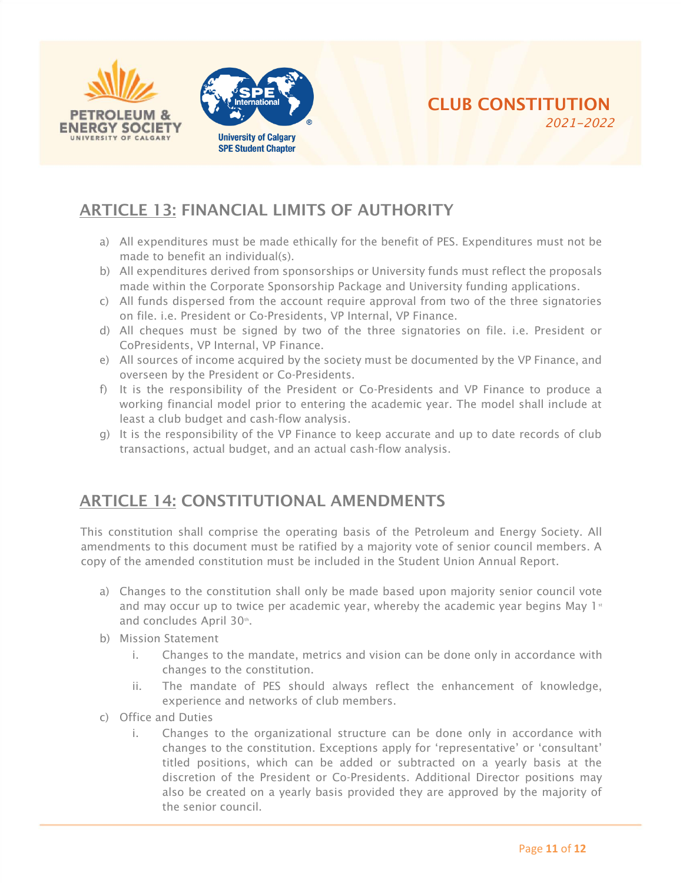## ARTICLE 13: FINANCIAL LIMITS OF AUTHORITY

a) All expenditures must be made ethically for the benefit of PES. Expenditures must not be made to benefit an individual(s).
b) All expenditures derived from sponsorships or University funds must reflect the proposals made within the Corporate Sponsorship Package and University funding applications.
c) All funds dispersed from the account require approval from two of the three signatories on file. i.e. President or Co-Presidents, VP Internal, VP Finance.
d) All cheques must be signed by two of the three signatories on file. i.e. President or CoPresidents, VP Internal, VP Finance.
e) All sources of income acquired by the society must be documented by the VP Finance, and overseen by the President or Co-Presidents.
f) It is the responsibility of the President or Co-Presidents and VP Finance to produce a working financial model prior to entering the academic year. The model shall include at least a club budget and cash-flow analysis.
g) It is the responsibility of the VP Finance to keep accurate and up to date records of club transactions, actual budget, and an actual cash-flow analysis.

## ARTICLE 14: CONSTITUTIONAL AMENDMENTS

This constitution shall comprise the operating basis of the Petroleum and Energy Society. All amendments to this document must be ratified by a majority vote of senior council members. A copy of the amended constitution must be included in the Student Union Annual Report.

a) Changes to the constitution shall only be made based upon majority senior council vote and may occur up to twice per academic year, whereby the academic year begins May 1st and concludes April 30th.
b) Mission Statement
   i. Changes to the mandate, metrics and vision can be done only in accordance with changes to the constitution.
   ii. The mandate of PES should always reflect the enhancement of knowledge, experience and networks of club members.
c) Office and Duties
   i. Changes to the organizational structure can be done only in accordance with changes to the constitution. Exceptions apply for 'representative' or 'consultant' titled positions, which can be added or subtracted on a yearly basis at the discretion of the President or Co-Presidents. Additional Director positions may also be created on a yearly basis provided they are approved by the majority of the senior council.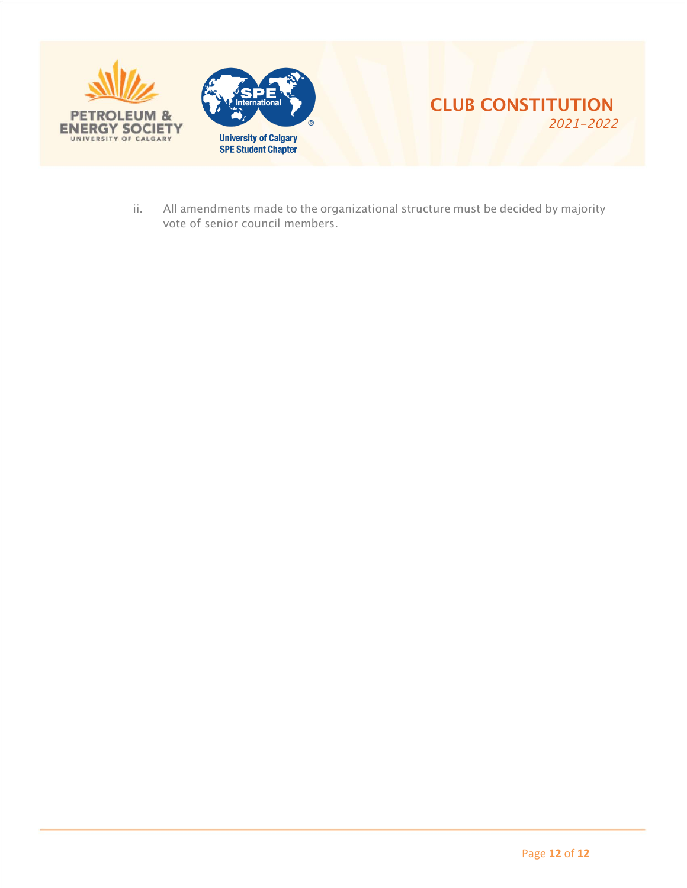ii. All amendments made to the organizational structure must be decided by majority vote of senior council members.